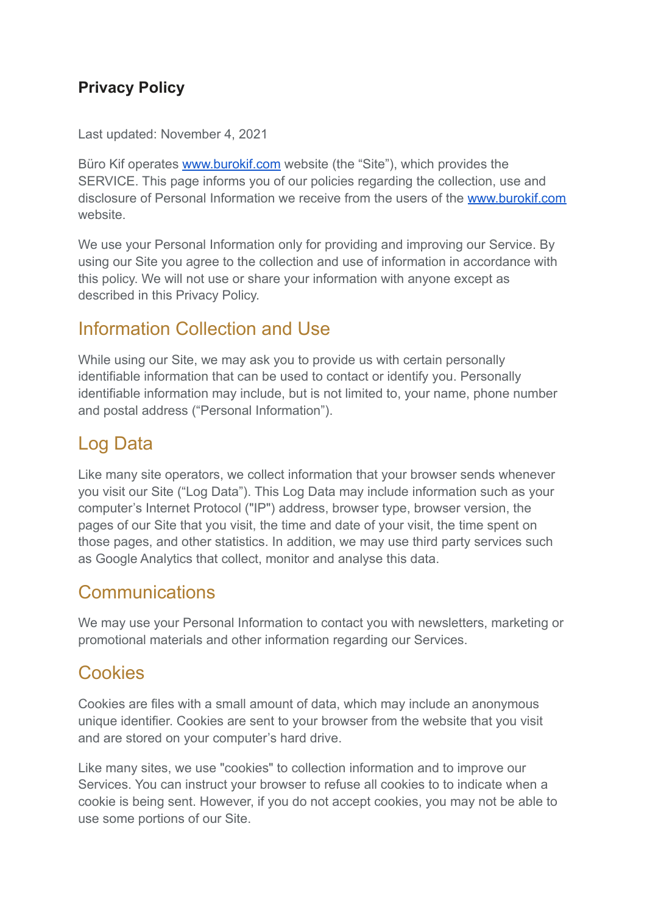# Privacy Policy

Last updated: November 4, 2021

Büro Kif operates [www.burokif.com](http://www.burokif.com) website (the "Site"), which provides the SERVICE. This page informs you of our policies regarding the collection, use and disclosure of Personal Information we receive from the users of the [www.burokif.com](http://www.burokif.com) website.

We use your Personal Information only for providing and improving our Service. By using our Site you agree to the collection and use of information in accordance with this policy. We will not use or share your information with anyone except as described in this Privacy Policy.

## Information Collection and Use

While using our Site, we may ask you to provide us with certain personally identifiable information that can be used to contact or identify you. Personally identifiable information may include, but is not limited to, your name, phone number and postal address ("Personal Information").

## Log Data

Like many site operators, we collect information that your browser sends whenever you visit our Site ("Log Data"). This Log Data may include information such as your computer's Internet Protocol ("IP") address, browser type, browser version, the pages of our Site that you visit, the time and date of your visit, the time spent on those pages, and other statistics. In addition, we may use third party services such as Google Analytics that collect, monitor and analyse this data.

## Communications

We may use your Personal Information to contact you with newsletters, marketing or promotional materials and other information regarding our Services.

## Cookies

Cookies are files with a small amount of data, which may include an anonymous unique identifier. Cookies are sent to your browser from the website that you visit and are stored on your computer's hard drive.

Like many sites, we use "cookies" to collection information and to improve our Services. You can instruct your browser to refuse all cookies to to indicate when a cookie is being sent. However, if you do not accept cookies, you may not be able to use some portions of our Site.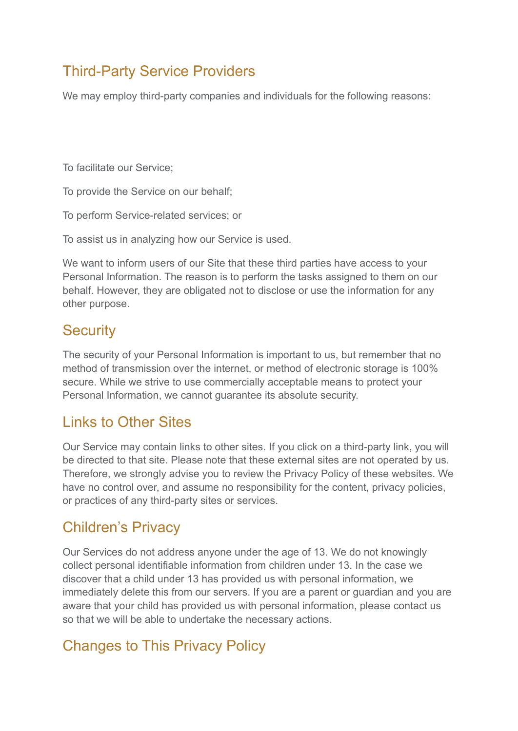## Third-Party Service Providers

We may employ third-party companies and individuals for the following reasons:

To facilitate our Service;

To provide the Service on our behalf;

To perform Service-related services; or

To assist us in analyzing how our Service is used.

We want to inform users of our Site that these third parties have access to your Personal Information. The reason is to perform the tasks assigned to them on our behalf. However, they are obligated not to disclose or use the information for any other purpose.

## Security

The security of your Personal Information is important to us, but remember that no method of transmission over the internet, or method of electronic storage is 100% secure. While we strive to use commercially acceptable means to protect your Personal Information, we cannot guarantee its absolute security.

## Links to Other Sites

Our Service may contain links to other sites. If you click on a third-party link, you will be directed to that site. Please note that these external sites are not operated by us. Therefore, we strongly advise you to review the Privacy Policy of these websites. We have no control over, and assume no responsibility for the content, privacy policies, or practices of any third-party sites or services.

## Children’s Privacy

Our Services do not address anyone under the age of 13. We do not knowingly collect personal identifiable information from children under 13. In the case we discover that a child under 13 has provided us with personal information, we immediately delete this from our servers. If you are a parent or guardian and you are aware that your child has provided us with personal information, please contact us so that we will be able to undertake the necessary actions.

## Changes to This Privacy Policy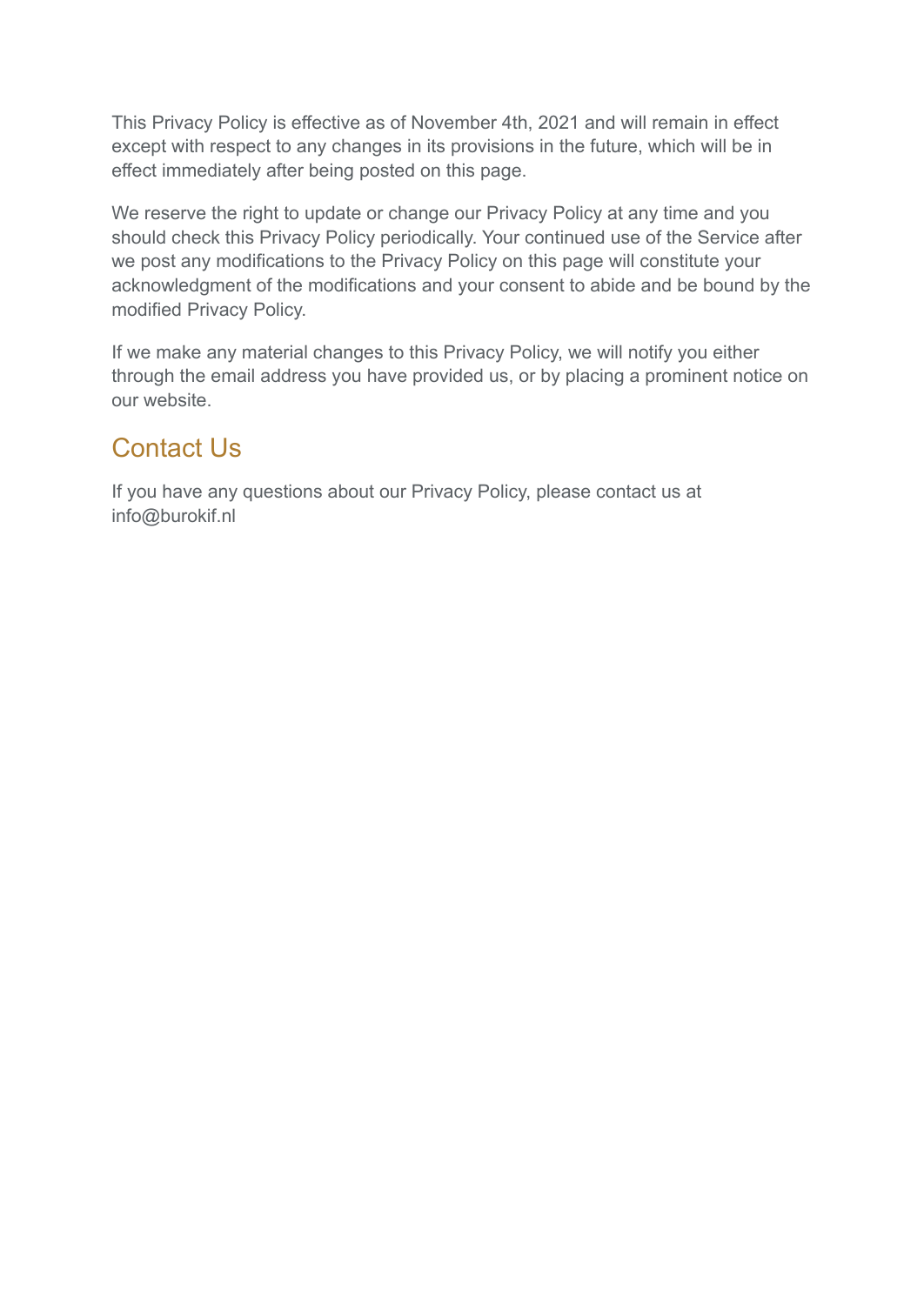This Privacy Policy is effective as of November 4th, 2021 and will remain in effect except with respect to any changes in its provisions in the future, which will be in effect immediately after being posted on this page.

We reserve the right to update or change our Privacy Policy at any time and you should check this Privacy Policy periodically. Your continued use of the Service after we post any modifications to the Privacy Policy on this page will constitute your acknowledgment of the modifications and your consent to abide and be bound by the modified Privacy Policy.

If we make any material changes to this Privacy Policy, we will notify you either through the email address you have provided us, or by placing a prominent notice on our website.

## Contact Us

If you have any questions about our Privacy Policy, please contact us at info@burokif.nl